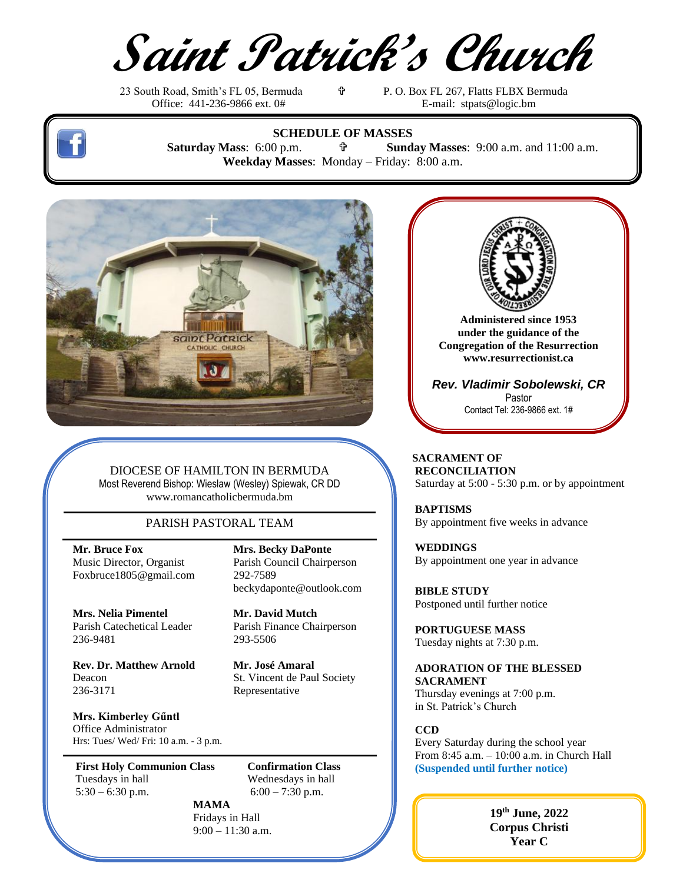# Saint Patrick's Church

23 South Road, Smith's FL 05, Bermuda ✞ P. O. Box FL 267, Flatts FLBX Bermuda
Office: 441-236-9866 ext. 0# E-mail: stpats@logic.bm

**SCHEDULE OF MASSES**

**Saturday Mass**: 6:00 p.m. ✞ **Sunday Masses**: 9:00 a.m. and 11:00 a.m.
**Weekday Masses**: Monday – Friday: 8:00 a.m.

**Administered since 1953 under the guidance of the Congregation of the Resurrection**
**www.resurrectionist.ca**

***Rev. Vladimir Sobolewski, CR***
Pastor
Contact Tel: 236-9866 ext. 1#

DIOCESE OF HAMILTON IN BERMUDA
Most Reverend Bishop: Wieslaw (Wesley) Spiewak, CR DD
www.romancatholicbermuda.bm

## PARISH PASTORAL TEAM

**Mr. Bruce Fox**
Music Director, Organist
Foxbruce1805@gmail.com

**Mrs. Becky DaPonte**
Parish Council Chairperson
292-7589
beckydaponte@outlook.com

**Mrs. Nelia Pimentel**
Parish Catechetical Leader
236-9481

**Mr. David Mutch**
Parish Finance Chairperson
293-5506

**Rev. Dr. Matthew Arnold**
Deacon
236-3171

**Mr. José Amaral**
St. Vincent de Paul Society Representative

**Mrs. Kimberley Gűntl**
Office Administrator
Hrs: Tues/ Wed/ Fri: 10 a.m. - 3 p.m.

**First Holy Communion Class**
Tuesdays in hall
5:30 – 6:30 p.m.

**Confirmation Class**
Wednesdays in hall
6:00 – 7:30 p.m.

**MAMA**
Fridays in Hall
9:00 – 11:30 a.m.

**SACRAMENT OF RECONCILIATION**
Saturday at 5:00 - 5:30 p.m. or by appointment

**BAPTISMS**
By appointment five weeks in advance

**WEDDINGS**
By appointment one year in advance

**BIBLE STUDY**
Postponed until further notice

**PORTUGUESE MASS**
Tuesday nights at 7:30 p.m.

**ADORATION OF THE BLESSED SACRAMENT**
Thursday evenings at 7:00 p.m.
in St. Patrick's Church

**CCD**
Every Saturday during the school year
From 8:45 a.m. – 10:00 a.m. in Church Hall
**(Suspended until further notice)**

**19th June, 2022**
**Corpus Christi**
**Year C**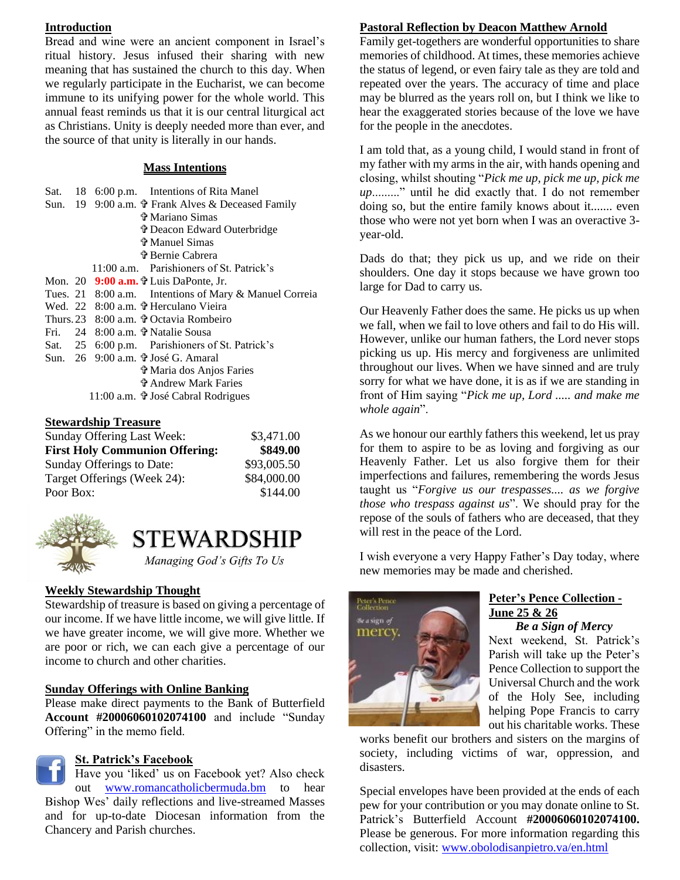## Introduction

Bread and wine were an ancient component in Israel's ritual history. Jesus infused their sharing with new meaning that has sustained the church to this day. When we regularly participate in the Eucharist, we can become immune to its unifying power for the whole world. This annual feast reminds us that it is our central liturgical act as Christians. Unity is deeply needed more than ever, and the source of that unity is literally in our hands.

## Mass Intentions

| | | | |
|---|---|---|---|
| Sat. | 18 | 6:00 p.m. | Intentions of Rita Manel |
| Sun. | 19 | 9:00 a.m. | ✞ Frank Alves & Deceased Family |
| | | | ✞ Mariano Simas |
| | | | ✞ Deacon Edward Outerbridge |
| | | | ✞ Manuel Simas |
| | | | ✞ Bernie Cabrera |
| | | 11:00 a.m. | Parishioners of St. Patrick's |
| Mon. | 20 | **9:00 a.m.** | ✞ Luis DaPonte, Jr. |
| Tues. | 21 | 8:00 a.m. | Intentions of Mary & Manuel Correia |
| Wed. | 22 | 8:00 a.m. | ✞ Herculano Vieira |
| Thurs. | 23 | 8:00 a.m. | ✞ Octavia Rombeiro |
| Fri. | 24 | 8:00 a.m. | ✞ Natalie Sousa |
| Sat. | 25 | 6:00 p.m. | Parishioners of St. Patrick's |
| Sun. | 26 | 9:00 a.m. | ✞ José G. Amaral |
| | | | ✞ Maria dos Anjos Faries |
| | | | ✞ Andrew Mark Faries |
| | | 11:00 a.m. | ✞ José Cabral Rodrigues |

## Stewardship Treasure

| | |
|---|---|
| Sunday Offering Last Week: | $3,471.00 |
| **First Holy Communion Offering:** | **$849.00** |
| Sunday Offerings to Date: | $93,005.50 |
| Target Offerings (Week 24): | $84,000.00 |
| Poor Box: | $144.00 |

# STEWARDSHIP

*Managing God's Gifts To Us*

## Weekly Stewardship Thought

Stewardship of treasure is based on giving a percentage of our income. If we have little income, we will give little. If we have greater income, we will give more. Whether we are poor or rich, we can each give a percentage of our income to church and other charities.

## Sunday Offerings with Online Banking

Please make direct payments to the Bank of Butterfield **Account #20006060102074100** and include "Sunday Offering" in the memo field.

## St. Patrick's Facebook

Have you 'liked' us on Facebook yet? Also check out www.romancatholicbermuda.bm to hear Bishop Wes' daily reflections and live-streamed Masses and for up-to-date Diocesan information from the Chancery and Parish churches.

## Pastoral Reflection by Deacon Matthew Arnold

Family get-togethers are wonderful opportunities to share memories of childhood. At times, these memories achieve the status of legend, or even fairy tale as they are told and repeated over the years. The accuracy of time and place may be blurred as the years roll on, but I think we like to hear the exaggerated stories because of the love we have for the people in the anecdotes.

I am told that, as a young child, I would stand in front of my father with my arms in the air, with hands opening and closing, whilst shouting "*Pick me up, pick me up, pick me up*........" until he did exactly that. I do not remember doing so, but the entire family knows about it....... even those who were not yet born when I was an overactive 3-year-old.

Dads do that; they pick us up, and we ride on their shoulders. One day it stops because we have grown too large for Dad to carry us.

Our Heavenly Father does the same. He picks us up when we fall, when we fail to love others and fail to do His will. However, unlike our human fathers, the Lord never stops picking us up. His mercy and forgiveness are unlimited throughout our lives. When we have sinned and are truly sorry for what we have done, it is as if we are standing in front of Him saying "*Pick me up, Lord ..... and make me whole again*".

As we honour our earthly fathers this weekend, let us pray for them to aspire to be as loving and forgiving as our Heavenly Father. Let us also forgive them for their imperfections and failures, remembering the words Jesus taught us "*Forgive us our trespasses.... as we forgive those who trespass against us*". We should pray for the repose of the souls of fathers who are deceased, that they will rest in the peace of the Lord.

I wish everyone a very Happy Father's Day today, where new memories may be made and cherished.

## Peter's Pence Collection - June 25 & 26

*Be a Sign of Mercy*

Next weekend, St. Patrick's Parish will take up the Peter's Pence Collection to support the Universal Church and the work of the Holy See, including helping Pope Francis to carry out his charitable works. These works benefit our brothers and sisters on the margins of society, including victims of war, oppression, and disasters.

Special envelopes have been provided at the ends of each pew for your contribution or you may donate online to St. Patrick's Butterfield Account **#20006060102074100.** Please be generous. For more information regarding this collection, visit: www.obolodisanpietro.va/en.html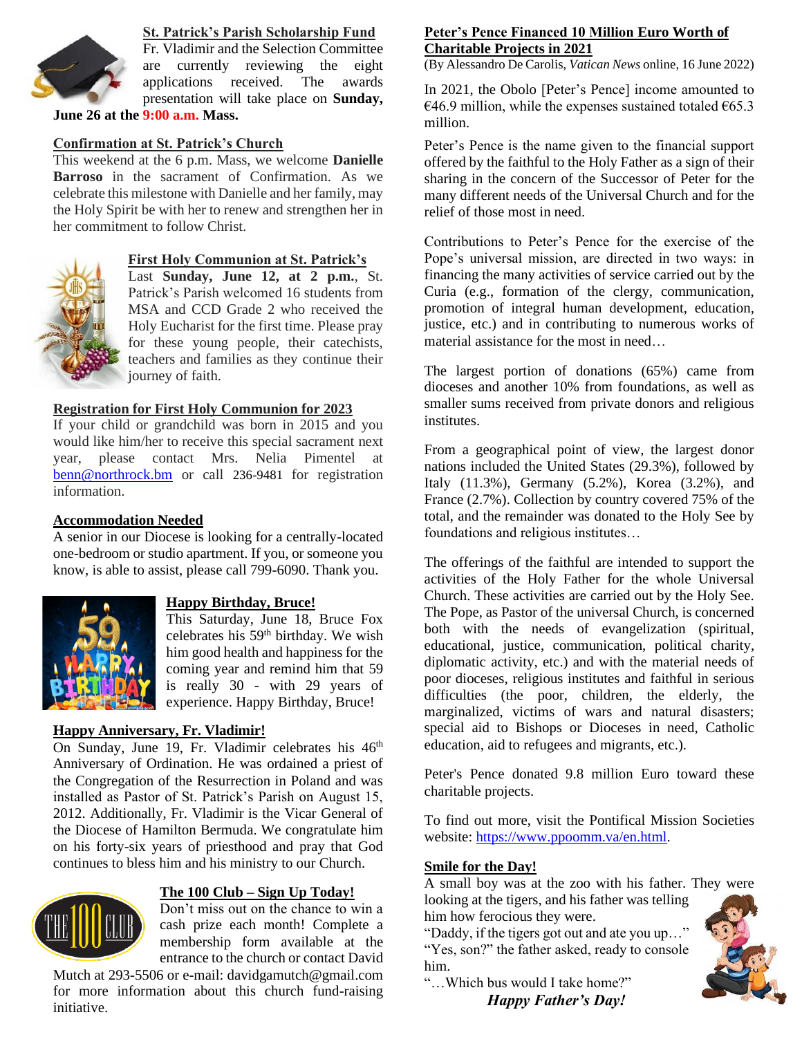## St. Patrick's Parish Scholarship Fund

Fr. Vladimir and the Selection Committee are currently reviewing the eight applications received. The awards presentation will take place on **Sunday, June 26 at the 9:00 a.m. Mass.**

## Confirmation at St. Patrick's Church

This weekend at the 6 p.m. Mass, we welcome **Danielle Barroso** in the sacrament of Confirmation. As we celebrate this milestone with Danielle and her family, may the Holy Spirit be with her to renew and strengthen her in her commitment to follow Christ.

## First Holy Communion at St. Patrick's

Last **Sunday, June 12, at 2 p.m.**, St. Patrick's Parish welcomed 16 students from MSA and CCD Grade 2 who received the Holy Eucharist for the first time. Please pray for these young people, their catechists, teachers and families as they continue their journey of faith.

## Registration for First Holy Communion for 2023

If your child or grandchild was born in 2015 and you would like him/her to receive this special sacrament next year, please contact Mrs. Nelia Pimentel at benn@northrock.bm or call 236-9481 for registration information.

## Accommodation Needed

A senior in our Diocese is looking for a centrally-located one-bedroom or studio apartment. If you, or someone you know, is able to assist, please call 799-6090. Thank you.

## Happy Birthday, Bruce!

This Saturday, June 18, Bruce Fox celebrates his 59th birthday. We wish him good health and happiness for the coming year and remind him that 59 is really 30 - with 29 years of experience. Happy Birthday, Bruce!

## Happy Anniversary, Fr. Vladimir!

On Sunday, June 19, Fr. Vladimir celebrates his 46th Anniversary of Ordination. He was ordained a priest of the Congregation of the Resurrection in Poland and was installed as Pastor of St. Patrick's Parish on August 15, 2012. Additionally, Fr. Vladimir is the Vicar General of the Diocese of Hamilton Bermuda. We congratulate him on his forty-six years of priesthood and pray that God continues to bless him and his ministry to our Church.

## The 100 Club – Sign Up Today!

Don't miss out on the chance to win a cash prize each month! Complete a membership form available at the entrance to the church or contact David Mutch at 293-5506 or e-mail: davidgamutch@gmail.com for more information about this church fund-raising initiative.

## Peter's Pence Financed 10 Million Euro Worth of Charitable Projects in 2021

(By Alessandro De Carolis, *Vatican News* online, 16 June 2022)

In 2021, the Obolo [Peter's Pence] income amounted to €46.9 million, while the expenses sustained totaled €65.3 million.

Peter's Pence is the name given to the financial support offered by the faithful to the Holy Father as a sign of their sharing in the concern of the Successor of Peter for the many different needs of the Universal Church and for the relief of those most in need.

Contributions to Peter's Pence for the exercise of the Pope's universal mission, are directed in two ways: in financing the many activities of service carried out by the Curia (e.g., formation of the clergy, communication, promotion of integral human development, education, justice, etc.) and in contributing to numerous works of material assistance for the most in need…

The largest portion of donations (65%) came from dioceses and another 10% from foundations, as well as smaller sums received from private donors and religious institutes.

From a geographical point of view, the largest donor nations included the United States (29.3%), followed by Italy (11.3%), Germany (5.2%), Korea (3.2%), and France (2.7%). Collection by country covered 75% of the total, and the remainder was donated to the Holy See by foundations and religious institutes…

The offerings of the faithful are intended to support the activities of the Holy Father for the whole Universal Church. These activities are carried out by the Holy See. The Pope, as Pastor of the universal Church, is concerned both with the needs of evangelization (spiritual, educational, justice, communication, political charity, diplomatic activity, etc.) and with the material needs of poor dioceses, religious institutes and faithful in serious difficulties (the poor, children, the elderly, the marginalized, victims of wars and natural disasters; special aid to Bishops or Dioceses in need, Catholic education, aid to refugees and migrants, etc.).

Peter's Pence donated 9.8 million Euro toward these charitable projects.

To find out more, visit the Pontifical Mission Societies website: https://www.ppoomm.va/en.html.

## Smile for the Day!

A small boy was at the zoo with his father. They were looking at the tigers, and his father was telling him how ferocious they were.

"Daddy, if the tigers got out and ate you up…"

"Yes, son?" the father asked, ready to console him.

"…Which bus would I take home?"

***Happy Father's Day!***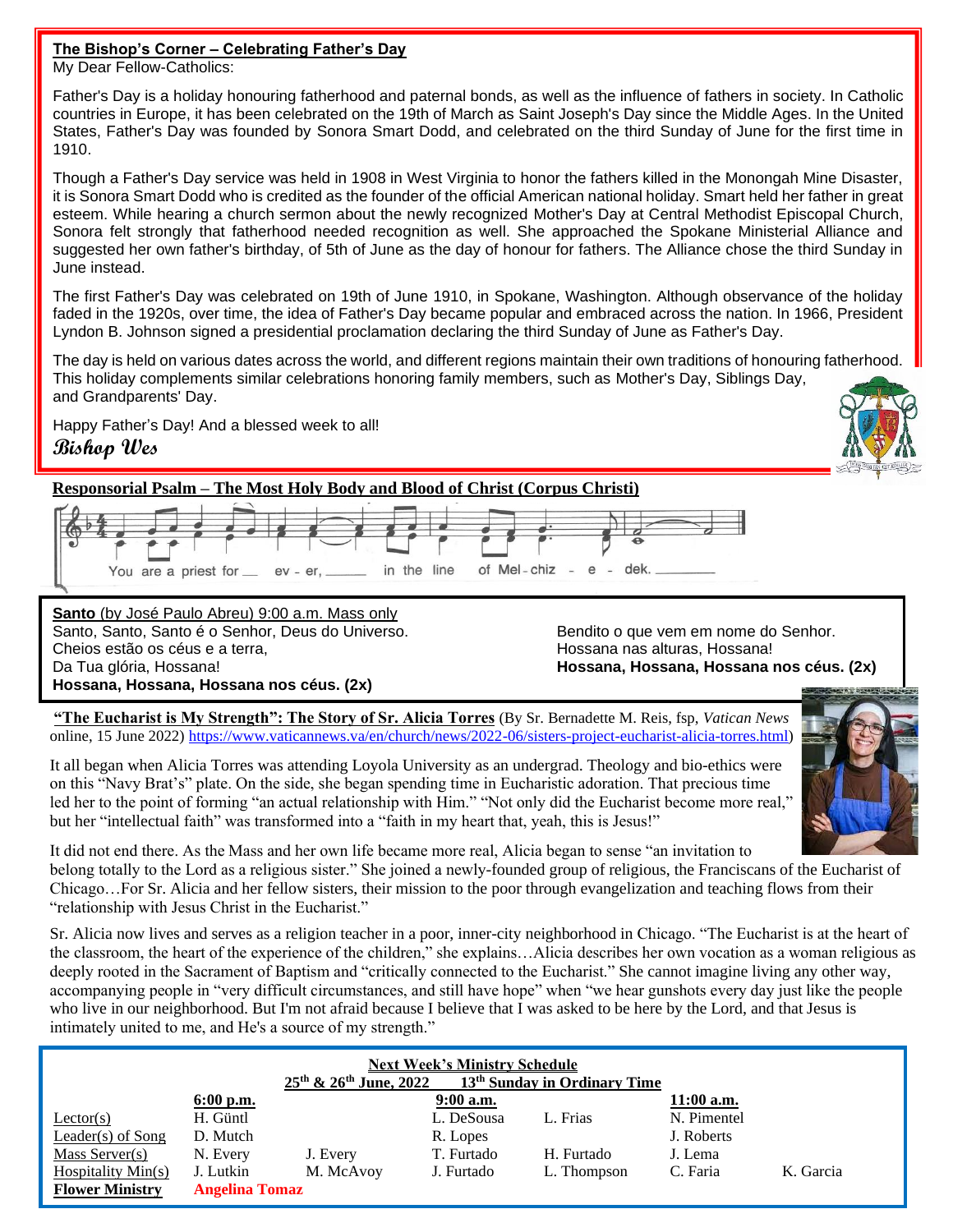**The Bishop's Corner – Celebrating Father's Day**

My Dear Fellow-Catholics:

Father's Day is a holiday honouring fatherhood and paternal bonds, as well as the influence of fathers in society. In Catholic countries in Europe, it has been celebrated on the 19th of March as Saint Joseph's Day since the Middle Ages. In the United States, Father's Day was founded by Sonora Smart Dodd, and celebrated on the third Sunday of June for the first time in 1910.

Though a Father's Day service was held in 1908 in West Virginia to honor the fathers killed in the Monongah Mine Disaster, it is Sonora Smart Dodd who is credited as the founder of the official American national holiday. Smart held her father in great esteem. While hearing a church sermon about the newly recognized Mother's Day at Central Methodist Episcopal Church, Sonora felt strongly that fatherhood needed recognition as well. She approached the Spokane Ministerial Alliance and suggested her own father's birthday, of 5th of June as the day of honour for fathers. The Alliance chose the third Sunday in June instead.

The first Father's Day was celebrated on 19th of June 1910, in Spokane, Washington. Although observance of the holiday faded in the 1920s, over time, the idea of Father's Day became popular and embraced across the nation. In 1966, President Lyndon B. Johnson signed a presidential proclamation declaring the third Sunday of June as Father's Day.

The day is held on various dates across the world, and different regions maintain their own traditions of honouring fatherhood. This holiday complements similar celebrations honoring family members, such as Mother's Day, Siblings Day, and Grandparents' Day.

Happy Father's Day! And a blessed week to all!

*Bishop Wes*

**Responsorial Psalm – The Most Holy Body and Blood of Christ (Corpus Christi)**

You are a priest for ever, in the line of Melchizedek.

**Santo** (by José Paulo Abreu) 9:00 a.m. Mass only

Santo, Santo, Santo é o Senhor, Deus do Universo.
Cheios estão os céus e a terra,
Da Tua glória, Hossana!
**Hossana, Hossana, Hossana nos céus. (2x)**

Bendito o que vem em nome do Senhor.
Hossana nas alturas, Hossana!
**Hossana, Hossana, Hossana nos céus. (2x)**

**"The Eucharist is My Strength": The Story of Sr. Alicia Torres** (By Sr. Bernadette M. Reis, fsp, *Vatican News* online, 15 June 2022) https://www.vaticannews.va/en/church/news/2022-06/sisters-project-eucharist-alicia-torres.html)

It all began when Alicia Torres was attending Loyola University as an undergrad. Theology and bio-ethics were on this "Navy Brat's" plate. On the side, she began spending time in Eucharistic adoration. That precious time led her to the point of forming "an actual relationship with Him." "Not only did the Eucharist become more real," but her "intellectual faith" was transformed into a "faith in my heart that, yeah, this is Jesus!"

It did not end there. As the Mass and her own life became more real, Alicia began to sense "an invitation to belong totally to the Lord as a religious sister." She joined a newly-founded group of religious, the Franciscans of the Eucharist of Chicago…For Sr. Alicia and her fellow sisters, their mission to the poor through evangelization and teaching flows from their "relationship with Jesus Christ in the Eucharist."

Sr. Alicia now lives and serves as a religion teacher in a poor, inner-city neighborhood in Chicago. "The Eucharist is at the heart of the classroom, the heart of the experience of the children," she explains…Alicia describes her own vocation as a woman religious as deeply rooted in the Sacrament of Baptism and "critically connected to the Eucharist." She cannot imagine living any other way, accompanying people in "very difficult circumstances, and still have hope" when "we hear gunshots every day just like the people who live in our neighborhood. But I'm not afraid because I believe that I was asked to be here by the Lord, and that Jesus is intimately united to me, and He's a source of my strength."

**Next Week's Ministry Schedule**
**25th & 26th June, 2022 — 13th Sunday in Ordinary Time**

| | 6:00 p.m. | | 9:00 a.m. | | 11:00 a.m. | |
|---|---|---|---|---|---|---|
| Lector(s) | H. Güntl | | L. DeSousa | L. Frias | N. Pimentel | |
| Leader(s) of Song | D. Mutch | | R. Lopes | | J. Roberts | |
| Mass Server(s) | N. Every | J. Every | T. Furtado | H. Furtado | J. Lema | |
| Hospitality Min(s) | J. Lutkin | M. McAvoy | J. Furtado | L. Thompson | C. Faria | K. Garcia |
| **Flower Ministry** | **Angelina Tomaz** | | | | | |